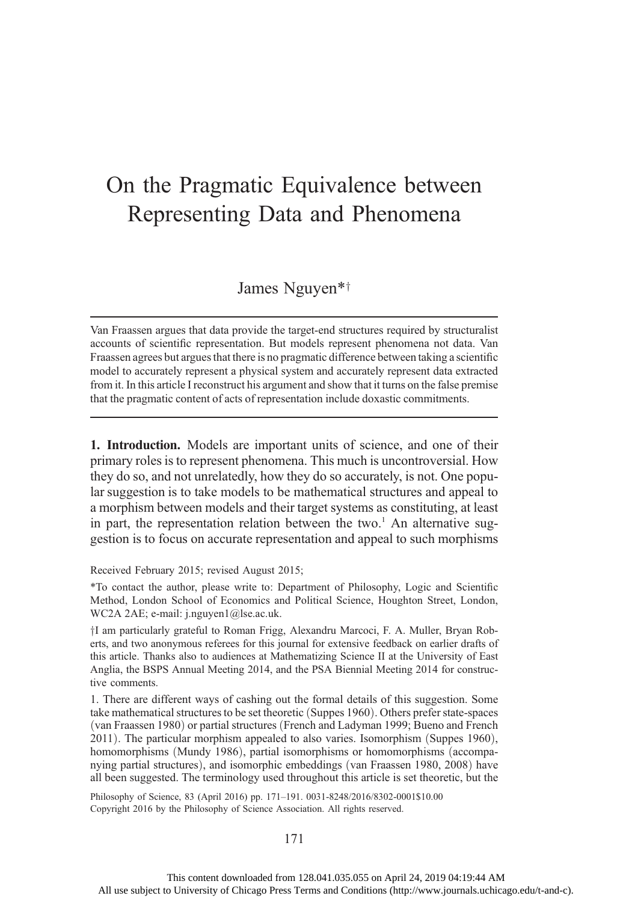# On the Pragmatic Equivalence between Representing Data and Phenomena

James Nguyen*†

Van Fraassen argues that data provide the target-end structures required by structuralist accounts of scientific representation. But models represent phenomena not data. Van Fraassen agrees but argues that there is no pragmatic difference between taking a scientific model to accurately represent a physical system and accurately represent data extracted from it. In this article I reconstruct his argument and show that it turns on the false premise that the pragmatic content of acts of representation include doxastic commitments.

**1. Introduction.** Models are important units of science, and one of their primary roles is to represent phenomena. This much is uncontroversial. How they do so, and not unrelatedly, how they do so accurately, is not. One popular suggestion is to take models to be mathematical structures and appeal to a morphism between models and their target systems as constituting, at least in part, the representation relation between the two.[1] An alternative suggestion is to focus on accurate representation and appeal to such morphisms

Received February 2015; revised August 2015;

*To contact the author, please write to: Department of Philosophy, Logic and Scientific Method, London School of Economics and Political Science, Houghton Street, London, WC2A 2AE; e-mail: j.nguyen1@lse.ac.uk.

†I am particularly grateful to Roman Frigg, Alexandru Marcoci, F. A. Muller, Bryan Roberts, and two anonymous referees for this journal for extensive feedback on earlier drafts of this article. Thanks also to audiences at Mathematizing Science II at the University of East Anglia, the BSPS Annual Meeting 2014, and the PSA Biennial Meeting 2014 for constructive comments.

1. There are different ways of cashing out the formal details of this suggestion. Some take mathematical structures to be set theoretic (Suppes 1960). Others prefer state-spaces (van Fraassen 1980) or partial structures (French and Ladyman 1999; Bueno and French 2011). The particular morphism appealed to also varies. Isomorphism (Suppes 1960), homomorphisms (Mundy 1986), partial isomorphisms or homomorphisms (accompanying partial structures), and isomorphic embeddings (van Fraassen 1980, 2008) have all been suggested. The terminology used throughout this article is set theoretic, but the

Philosophy of Science, 83 (April 2016) pp. 171–191. 0031-8248/2016/8302-0001$10.00
Copyright 2016 by the Philosophy of Science Association. All rights reserved.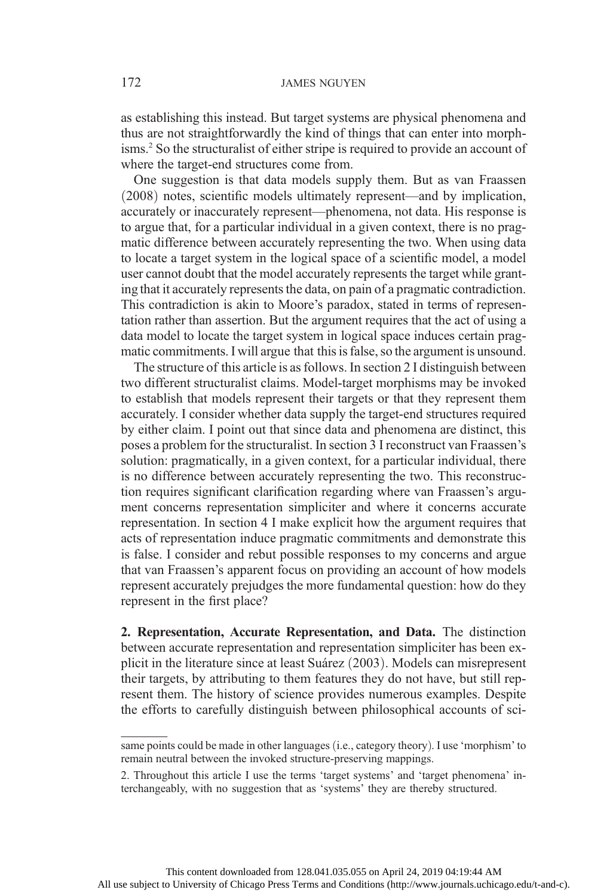as establishing this instead. But target systems are physical phenomena and thus are not straightforwardly the kind of things that can enter into morphisms.[2] So the structuralist of either stripe is required to provide an account of where the target-end structures come from.

One suggestion is that data models supply them. But as van Fraassen (2008) notes, scientific models ultimately represent—and by implication, accurately or inaccurately represent—phenomena, not data. His response is to argue that, for a particular individual in a given context, there is no pragmatic difference between accurately representing the two. When using data to locate a target system in the logical space of a scientific model, a model user cannot doubt that the model accurately represents the target while granting that it accurately represents the data, on pain of a pragmatic contradiction. This contradiction is akin to Moore's paradox, stated in terms of representation rather than assertion. But the argument requires that the act of using a data model to locate the target system in logical space induces certain pragmatic commitments. I will argue that this is false, so the argument is unsound.

The structure of this article is as follows. In section 2 I distinguish between two different structuralist claims. Model-target morphisms may be invoked to establish that models represent their targets or that they represent them accurately. I consider whether data supply the target-end structures required by either claim. I point out that since data and phenomena are distinct, this poses a problem for the structuralist. In section 3 I reconstruct van Fraassen's solution: pragmatically, in a given context, for a particular individual, there is no difference between accurately representing the two. This reconstruction requires significant clarification regarding where van Fraassen's argument concerns representation simpliciter and where it concerns accurate representation. In section 4 I make explicit how the argument requires that acts of representation induce pragmatic commitments and demonstrate this is false. I consider and rebut possible responses to my concerns and argue that van Fraassen's apparent focus on providing an account of how models represent accurately prejudges the more fundamental question: how do they represent in the first place?

**2. Representation, Accurate Representation, and Data.** The distinction between accurate representation and representation simpliciter has been explicit in the literature since at least Suárez (2003). Models can misrepresent their targets, by attributing to them features they do not have, but still represent them. The history of science provides numerous examples. Despite the efforts to carefully distinguish between philosophical accounts of sci-

same points could be made in other languages (i.e., category theory). I use 'morphism' to remain neutral between the invoked structure-preserving mappings.

2. Throughout this article I use the terms 'target systems' and 'target phenomena' interchangeably, with no suggestion that as 'systems' they are thereby structured.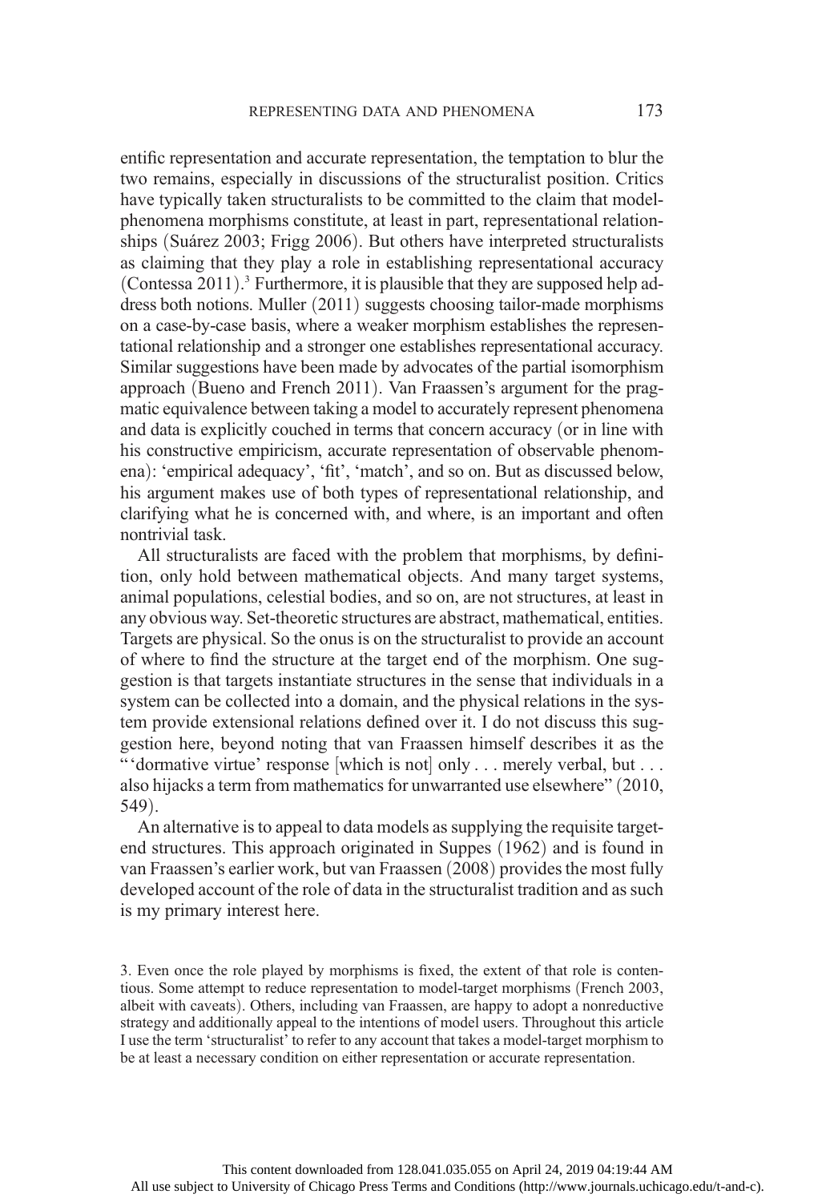entific representation and accurate representation, the temptation to blur the two remains, especially in discussions of the structuralist position. Critics have typically taken structuralists to be committed to the claim that model-phenomena morphisms constitute, at least in part, representational relationships (Suárez 2003; Frigg 2006). But others have interpreted structuralists as claiming that they play a role in establishing representational accuracy (Contessa 2011).[3] Furthermore, it is plausible that they are supposed help address both notions. Muller (2011) suggests choosing tailor-made morphisms on a case-by-case basis, where a weaker morphism establishes the representational relationship and a stronger one establishes representational accuracy. Similar suggestions have been made by advocates of the partial isomorphism approach (Bueno and French 2011). Van Fraassen's argument for the pragmatic equivalence between taking a model to accurately represent phenomena and data is explicitly couched in terms that concern accuracy (or in line with his constructive empiricism, accurate representation of observable phenomena): 'empirical adequacy', 'fit', 'match', and so on. But as discussed below, his argument makes use of both types of representational relationship, and clarifying what he is concerned with, and where, is an important and often nontrivial task.

All structuralists are faced with the problem that morphisms, by definition, only hold between mathematical objects. And many target systems, animal populations, celestial bodies, and so on, are not structures, at least in any obvious way. Set-theoretic structures are abstract, mathematical, entities. Targets are physical. So the onus is on the structuralist to provide an account of where to find the structure at the target end of the morphism. One suggestion is that targets instantiate structures in the sense that individuals in a system can be collected into a domain, and the physical relations in the system provide extensional relations defined over it. I do not discuss this suggestion here, beyond noting that van Fraassen himself describes it as the "'dormative virtue' response [which is not] only . . . merely verbal, but . . . also hijacks a term from mathematics for unwarranted use elsewhere" (2010, 549).

An alternative is to appeal to data models as supplying the requisite target-end structures. This approach originated in Suppes (1962) and is found in van Fraassen's earlier work, but van Fraassen (2008) provides the most fully developed account of the role of data in the structuralist tradition and as such is my primary interest here.

3. Even once the role played by morphisms is fixed, the extent of that role is contentious. Some attempt to reduce representation to model-target morphisms (French 2003, albeit with caveats). Others, including van Fraassen, are happy to adopt a nonreductive strategy and additionally appeal to the intentions of model users. Throughout this article I use the term 'structuralist' to refer to any account that takes a model-target morphism to be at least a necessary condition on either representation or accurate representation.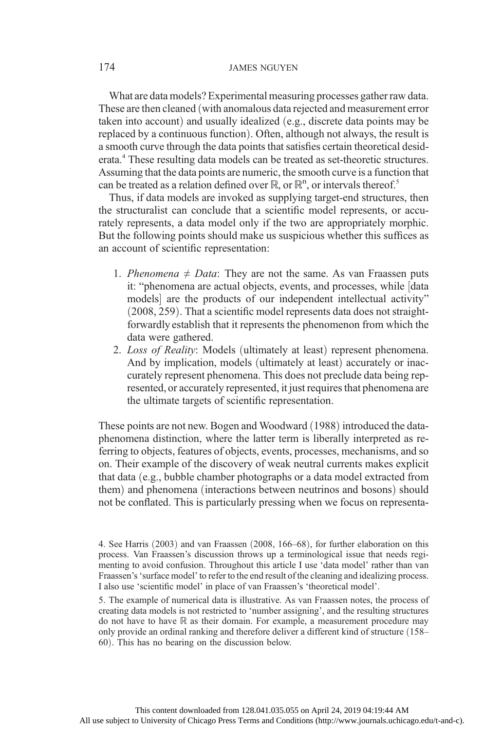What are data models? Experimental measuring processes gather raw data. These are then cleaned (with anomalous data rejected and measurement error taken into account) and usually idealized (e.g., discrete data points may be replaced by a continuous function). Often, although not always, the result is a smooth curve through the data points that satisfies certain theoretical desiderata.[4] These resulting data models can be treated as set-theoretic structures. Assuming that the data points are numeric, the smooth curve is a function that can be treated as a relation defined over $\mathbb{R}$, or $\mathbb{R}^n$, or intervals thereof.[5]

Thus, if data models are invoked as supplying target-end structures, then the structuralist can conclude that a scientific model represents, or accurately represents, a data model only if the two are appropriately morphic. But the following points should make us suspicious whether this suffices as an account of scientific representation:

1. *Phenomena ≠ Data*: They are not the same. As van Fraassen puts it: "phenomena are actual objects, events, and processes, while [data models] are the products of our independent intellectual activity" (2008, 259). That a scientific model represents data does not straightforwardly establish that it represents the phenomenon from which the data were gathered.
2. *Loss of Reality*: Models (ultimately at least) represent phenomena. And by implication, models (ultimately at least) accurately or inaccurately represent phenomena. This does not preclude data being represented, or accurately represented, it just requires that phenomena are the ultimate targets of scientific representation.

These points are not new. Bogen and Woodward (1988) introduced the data-phenomena distinction, where the latter term is liberally interpreted as referring to objects, features of objects, events, processes, mechanisms, and so on. Their example of the discovery of weak neutral currents makes explicit that data (e.g., bubble chamber photographs or a data model extracted from them) and phenomena (interactions between neutrinos and bosons) should not be conflated. This is particularly pressing when we focus on representa-

4. See Harris (2003) and van Fraassen (2008, 166–68), for further elaboration on this process. Van Fraassen's discussion throws up a terminological issue that needs regimenting to avoid confusion. Throughout this article I use 'data model' rather than van Fraassen's 'surface model' to refer to the end result of the cleaning and idealizing process. I also use 'scientific model' in place of van Fraassen's 'theoretical model'.

5. The example of numerical data is illustrative. As van Fraassen notes, the process of creating data models is not restricted to 'number assigning', and the resulting structures do not have to have $\mathbb{R}$ as their domain. For example, a measurement procedure may only provide an ordinal ranking and therefore deliver a different kind of structure (158–60). This has no bearing on the discussion below.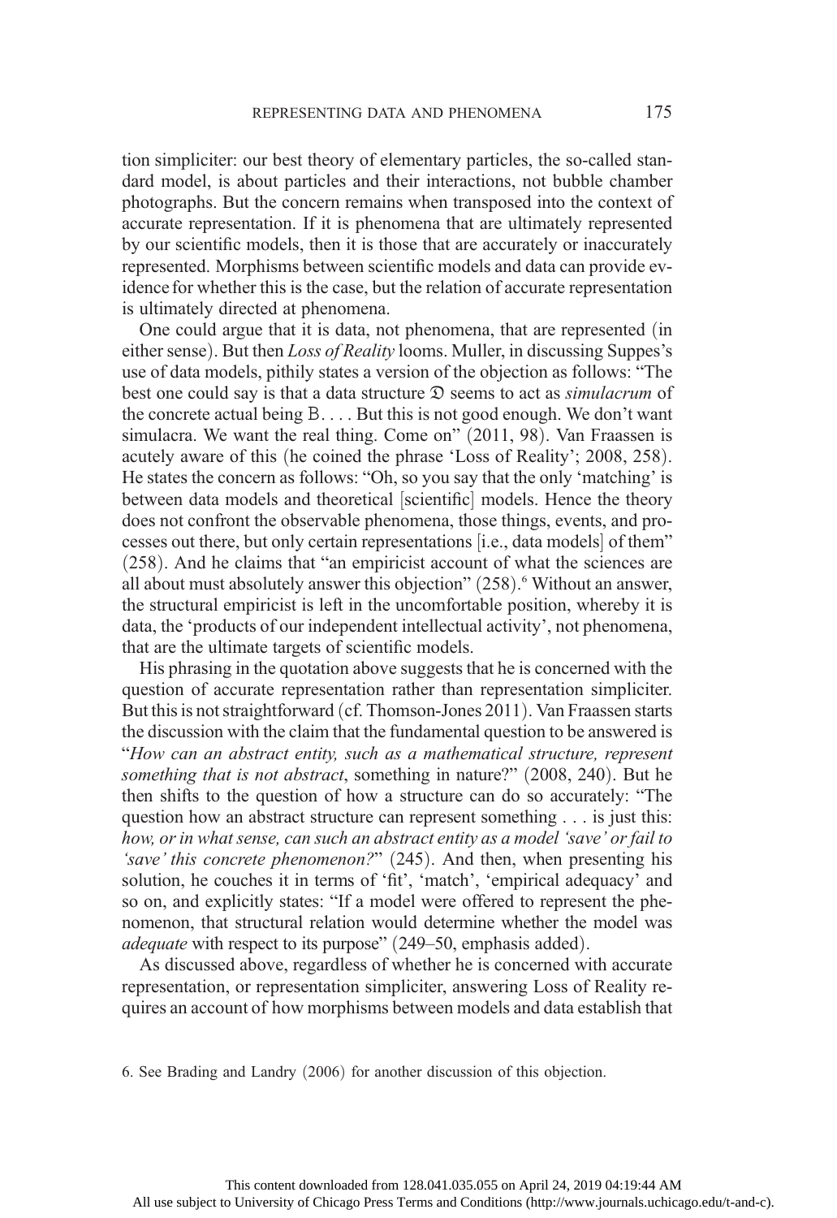tion simpliciter: our best theory of elementary particles, the so-called standard model, is about particles and their interactions, not bubble chamber photographs. But the concern remains when transposed into the context of accurate representation. If it is phenomena that are ultimately represented by our scientific models, then it is those that are accurately or inaccurately represented. Morphisms between scientific models and data can provide evidence for whether this is the case, but the relation of accurate representation is ultimately directed at phenomena.

One could argue that it is data, not phenomena, that are represented (in either sense). But then *Loss of Reality* looms. Muller, in discussing Suppes's use of data models, pithily states a version of the objection as follows: "The best one could say is that a data structure $\mathfrak{D}$ seems to act as *simulacrum* of the concrete actual being $\mathsf{B}$. . . . But this is not good enough. We don't want simulacra. We want the real thing. Come on" (2011, 98). Van Fraassen is acutely aware of this (he coined the phrase 'Loss of Reality'; 2008, 258). He states the concern as follows: "Oh, so you say that the only 'matching' is between data models and theoretical [scientific] models. Hence the theory does not confront the observable phenomena, those things, events, and processes out there, but only certain representations [i.e., data models] of them" (258). And he claims that "an empiricist account of what the sciences are all about must absolutely answer this objection" (258).[6] Without an answer, the structural empiricist is left in the uncomfortable position, whereby it is data, the 'products of our independent intellectual activity', not phenomena, that are the ultimate targets of scientific models.

His phrasing in the quotation above suggests that he is concerned with the question of accurate representation rather than representation simpliciter. But this is not straightforward (cf. Thomson-Jones 2011). Van Fraassen starts the discussion with the claim that the fundamental question to be answered is "*How can an abstract entity, such as a mathematical structure, represent something that is not abstract*, something in nature?" (2008, 240). But he then shifts to the question of how a structure can do so accurately: "The question how an abstract structure can represent something . . . is just this: *how, or in what sense, can such an abstract entity as a model 'save' or fail to 'save' this concrete phenomenon?*" (245). And then, when presenting his solution, he couches it in terms of 'fit', 'match', 'empirical adequacy' and so on, and explicitly states: "If a model were offered to represent the phenomenon, that structural relation would determine whether the model was *adequate* with respect to its purpose" (249–50, emphasis added).

As discussed above, regardless of whether he is concerned with accurate representation, or representation simpliciter, answering Loss of Reality requires an account of how morphisms between models and data establish that

6. See Brading and Landry (2006) for another discussion of this objection.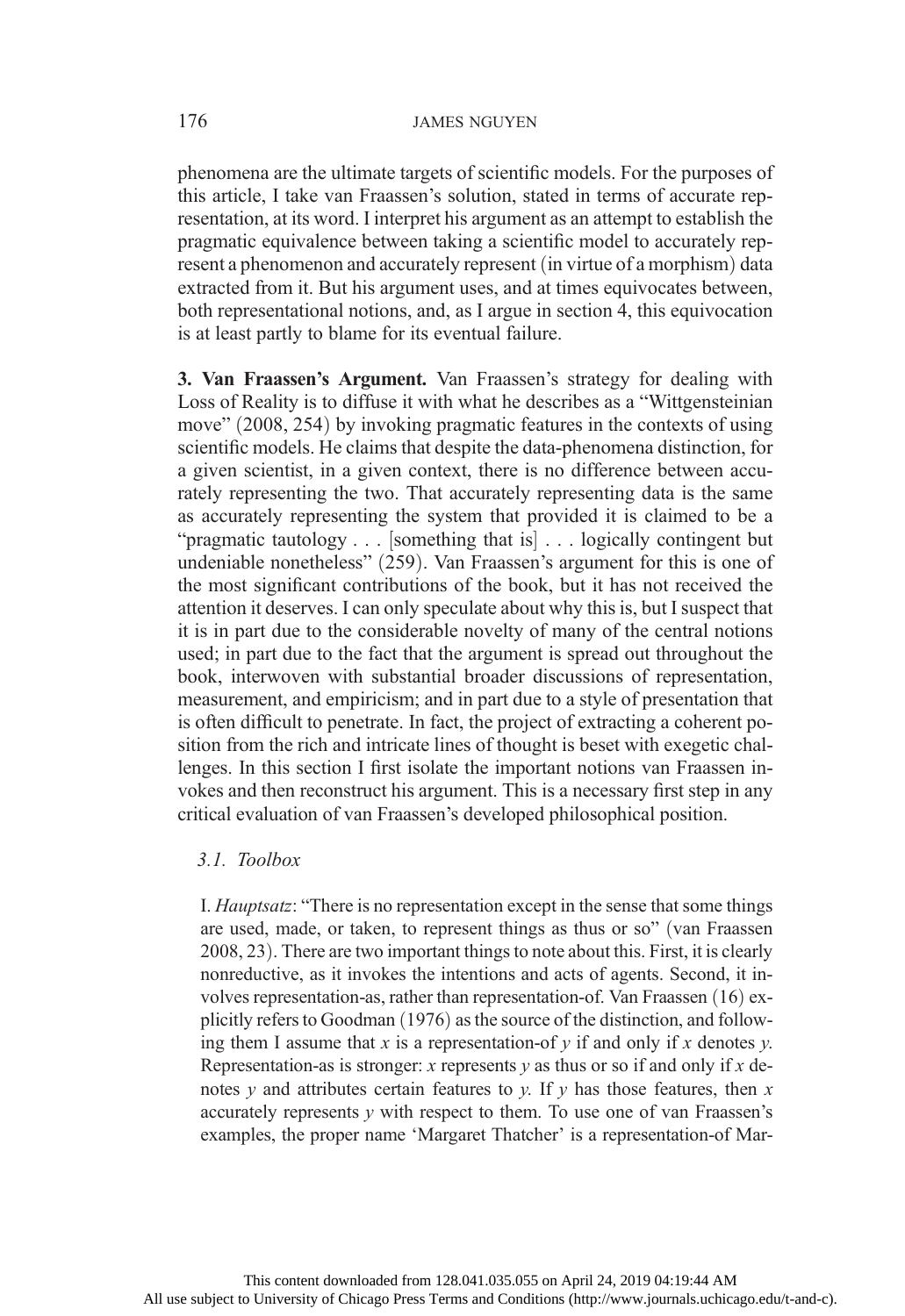phenomena are the ultimate targets of scientific models. For the purposes of this article, I take van Fraassen's solution, stated in terms of accurate representation, at its word. I interpret his argument as an attempt to establish the pragmatic equivalence between taking a scientific model to accurately represent a phenomenon and accurately represent (in virtue of a morphism) data extracted from it. But his argument uses, and at times equivocates between, both representational notions, and, as I argue in section 4, this equivocation is at least partly to blame for its eventual failure.

**3. Van Fraassen's Argument.** Van Fraassen's strategy for dealing with Loss of Reality is to diffuse it with what he describes as a "Wittgensteinian move" (2008, 254) by invoking pragmatic features in the contexts of using scientific models. He claims that despite the data-phenomena distinction, for a given scientist, in a given context, there is no difference between accurately representing the two. That accurately representing data is the same as accurately representing the system that provided it is claimed to be a "pragmatic tautology . . . [something that is] . . . logically contingent but undeniable nonetheless" (259). Van Fraassen's argument for this is one of the most significant contributions of the book, but it has not received the attention it deserves. I can only speculate about why this is, but I suspect that it is in part due to the considerable novelty of many of the central notions used; in part due to the fact that the argument is spread out throughout the book, interwoven with substantial broader discussions of representation, measurement, and empiricism; and in part due to a style of presentation that is often difficult to penetrate. In fact, the project of extracting a coherent position from the rich and intricate lines of thought is beset with exegetic challenges. In this section I first isolate the important notions van Fraassen invokes and then reconstruct his argument. This is a necessary first step in any critical evaluation of van Fraassen's developed philosophical position.

### *3.1. Toolbox*

I. *Hauptsatz*: "There is no representation except in the sense that some things are used, made, or taken, to represent things as thus or so" (van Fraassen 2008, 23). There are two important things to note about this. First, it is clearly nonreductive, as it invokes the intentions and acts of agents. Second, it involves representation-as, rather than representation-of. Van Fraassen (16) explicitly refers to Goodman (1976) as the source of the distinction, and following them I assume that $x$ is a representation-of $y$ if and only if $x$ denotes $y$. Representation-as is stronger: $x$ represents $y$ as thus or so if and only if $x$ denotes $y$ and attributes certain features to $y$. If $y$ has those features, then $x$ accurately represents $y$ with respect to them. To use one of van Fraassen's examples, the proper name 'Margaret Thatcher' is a representation-of Mar-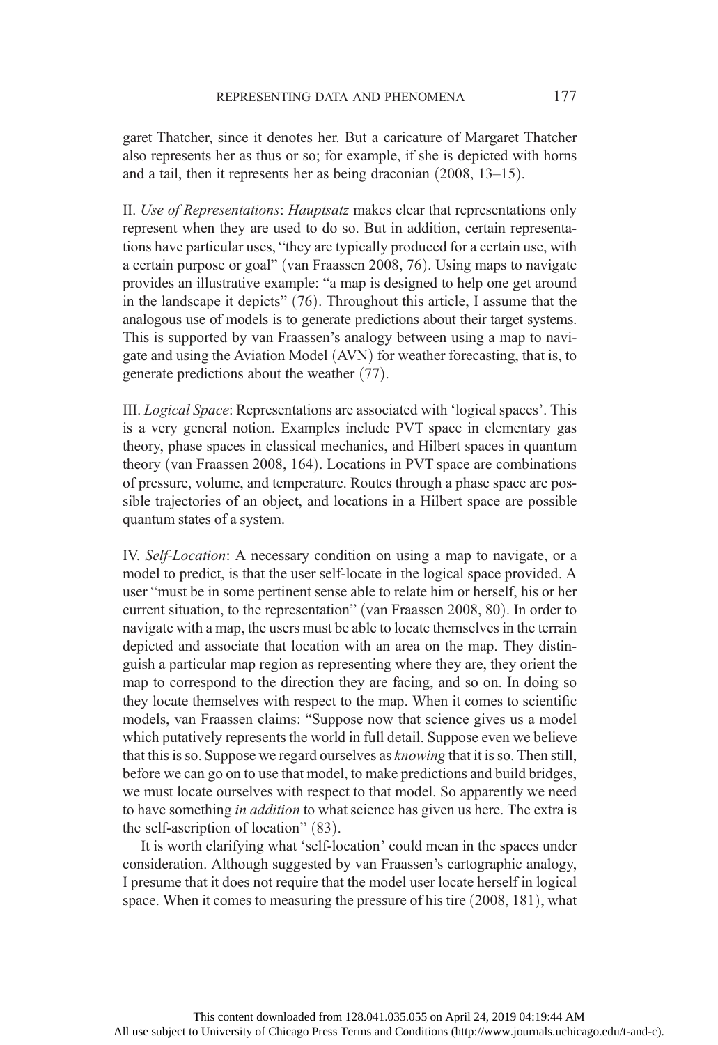garet Thatcher, since it denotes her. But a caricature of Margaret Thatcher also represents her as thus or so; for example, if she is depicted with horns and a tail, then it represents her as being draconian (2008, 13–15).

II. *Use of Representations*: *Hauptsatz* makes clear that representations only represent when they are used to do so. But in addition, certain representations have particular uses, "they are typically produced for a certain use, with a certain purpose or goal" (van Fraassen 2008, 76). Using maps to navigate provides an illustrative example: "a map is designed to help one get around in the landscape it depicts" (76). Throughout this article, I assume that the analogous use of models is to generate predictions about their target systems. This is supported by van Fraassen's analogy between using a map to navigate and using the Aviation Model (AVN) for weather forecasting, that is, to generate predictions about the weather (77).

III. *Logical Space*: Representations are associated with 'logical spaces'. This is a very general notion. Examples include PVT space in elementary gas theory, phase spaces in classical mechanics, and Hilbert spaces in quantum theory (van Fraassen 2008, 164). Locations in PVT space are combinations of pressure, volume, and temperature. Routes through a phase space are possible trajectories of an object, and locations in a Hilbert space are possible quantum states of a system.

IV. *Self-Location*: A necessary condition on using a map to navigate, or a model to predict, is that the user self-locate in the logical space provided. A user "must be in some pertinent sense able to relate him or herself, his or her current situation, to the representation" (van Fraassen 2008, 80). In order to navigate with a map, the users must be able to locate themselves in the terrain depicted and associate that location with an area on the map. They distinguish a particular map region as representing where they are, they orient the map to correspond to the direction they are facing, and so on. In doing so they locate themselves with respect to the map. When it comes to scientific models, van Fraassen claims: "Suppose now that science gives us a model which putatively represents the world in full detail. Suppose even we believe that this is so. Suppose we regard ourselves as *knowing* that it is so. Then still, before we can go on to use that model, to make predictions and build bridges, we must locate ourselves with respect to that model. So apparently we need to have something *in addition* to what science has given us here. The extra is the self-ascription of location" (83).

It is worth clarifying what 'self-location' could mean in the spaces under consideration. Although suggested by van Fraassen's cartographic analogy, I presume that it does not require that the model user locate herself in logical space. When it comes to measuring the pressure of his tire (2008, 181), what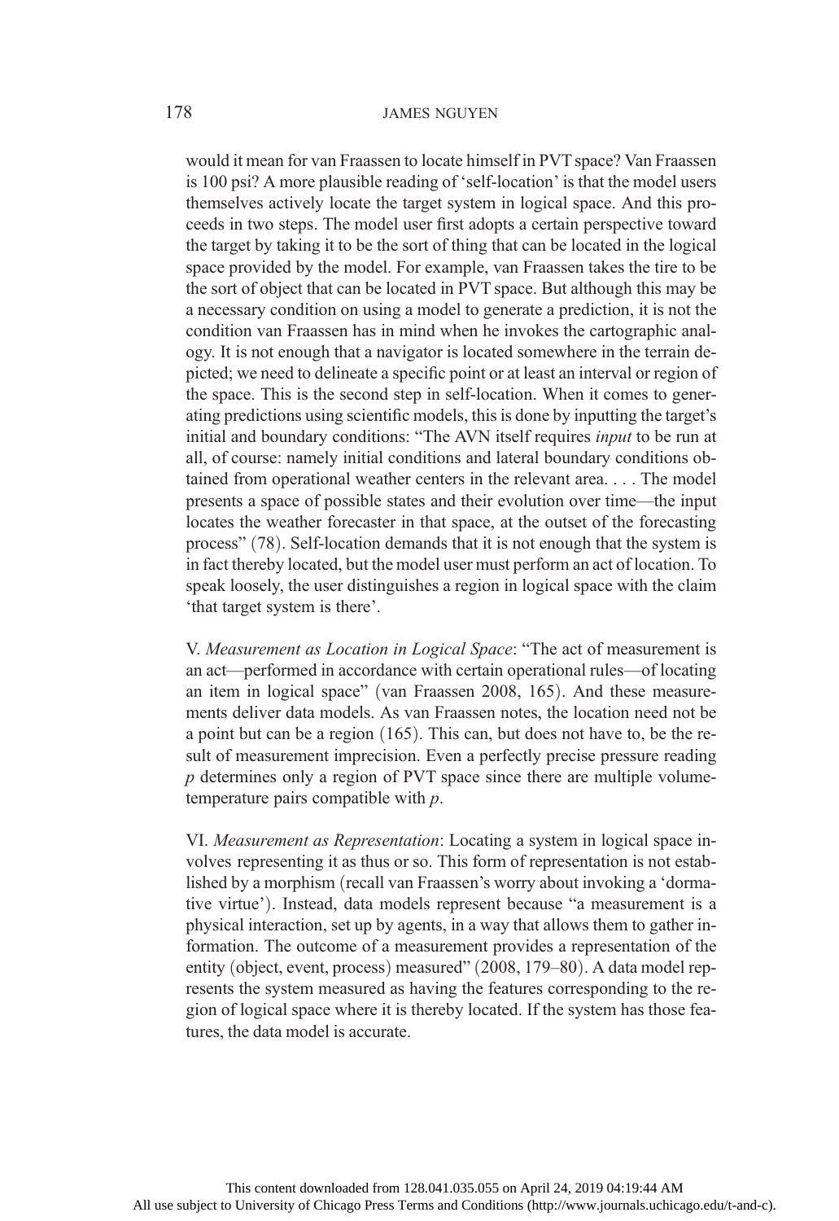would it mean for van Fraassen to locate himself in PVT space? Van Fraassen is 100 psi? A more plausible reading of 'self-location' is that the model users themselves actively locate the target system in logical space. And this proceeds in two steps. The model user first adopts a certain perspective toward the target by taking it to be the sort of thing that can be located in the logical space provided by the model. For example, van Fraassen takes the tire to be the sort of object that can be located in PVT space. But although this may be a necessary condition on using a model to generate a prediction, it is not the condition van Fraassen has in mind when he invokes the cartographic analogy. It is not enough that a navigator is located somewhere in the terrain depicted; we need to delineate a specific point or at least an interval or region of the space. This is the second step in self-location. When it comes to generating predictions using scientific models, this is done by inputting the target's initial and boundary conditions: "The AVN itself requires *input* to be run at all, of course: namely initial conditions and lateral boundary conditions obtained from operational weather centers in the relevant area. . . . The model presents a space of possible states and their evolution over time—the input locates the weather forecaster in that space, at the outset of the forecasting process" (78). Self-location demands that it is not enough that the system is in fact thereby located, but the model user must perform an act of location. To speak loosely, the user distinguishes a region in logical space with the claim 'that target system is there'.

V. *Measurement as Location in Logical Space*: "The act of measurement is an act—performed in accordance with certain operational rules—of locating an item in logical space" (van Fraassen 2008, 165). And these measurements deliver data models. As van Fraassen notes, the location need not be a point but can be a region (165). This can, but does not have to, be the result of measurement imprecision. Even a perfectly precise pressure reading $p$ determines only a region of PVT space since there are multiple volume-temperature pairs compatible with $p$.

VI. *Measurement as Representation*: Locating a system in logical space involves representing it as thus or so. This form of representation is not established by a morphism (recall van Fraassen's worry about invoking a 'dormative virtue'). Instead, data models represent because "a measurement is a physical interaction, set up by agents, in a way that allows them to gather information. The outcome of a measurement provides a representation of the entity (object, event, process) measured" (2008, 179–80). A data model represents the system measured as having the features corresponding to the region of logical space where it is thereby located. If the system has those features, the data model is accurate.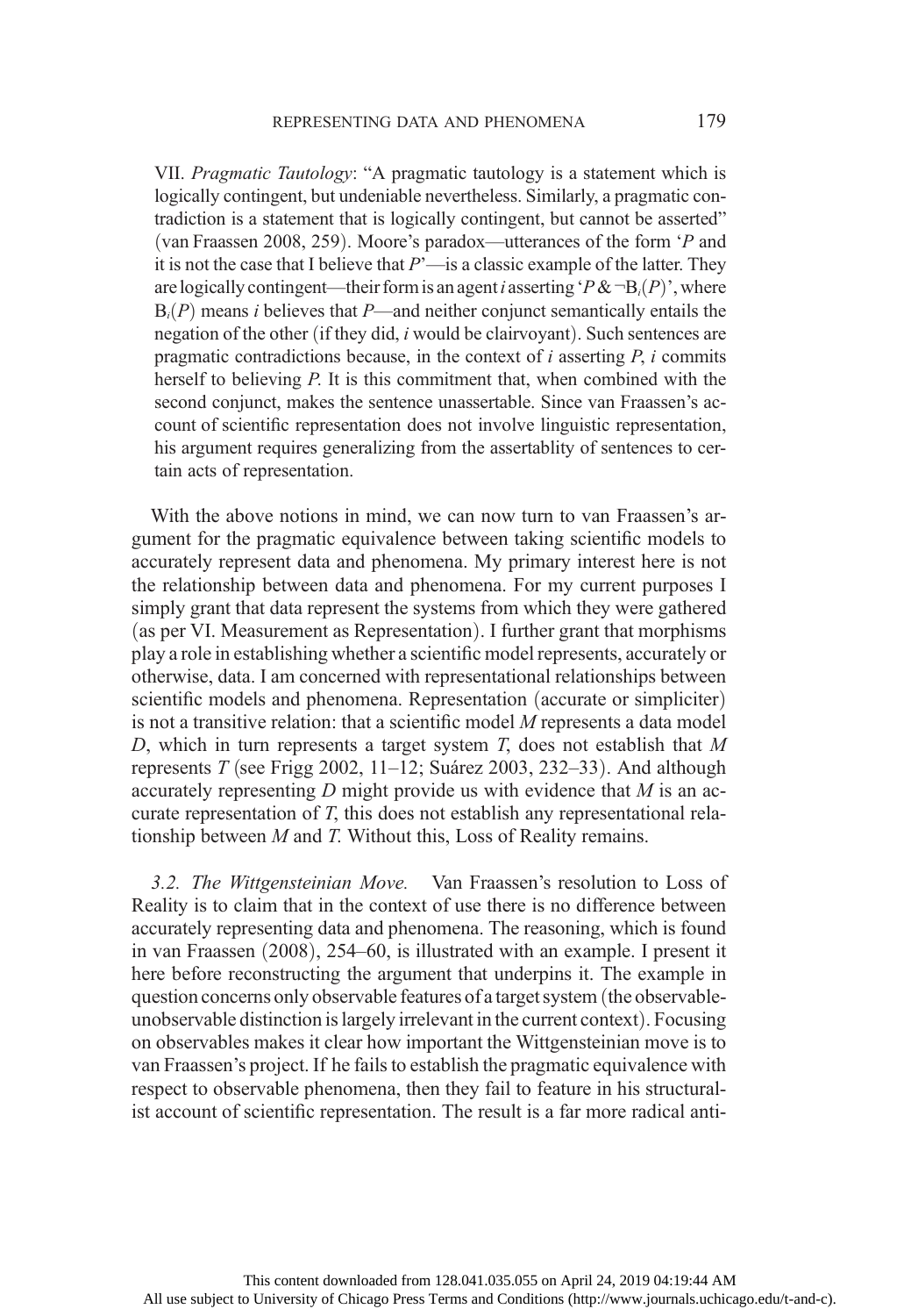VII. *Pragmatic Tautology*: "A pragmatic tautology is a statement which is logically contingent, but undeniable nevertheless. Similarly, a pragmatic contradiction is a statement that is logically contingent, but cannot be asserted" (van Fraassen 2008, 259). Moore's paradox—utterances of the form '*P* and it is not the case that I believe that *P*'—is a classic example of the latter. They are logically contingent—their form is an agent *i* asserting '$P \,\&\, \neg B_i(P)$', where $B_i(P)$ means *i* believes that *P*—and neither conjunct semantically entails the negation of the other (if they did, *i* would be clairvoyant). Such sentences are pragmatic contradictions because, in the context of *i* asserting *P*, *i* commits herself to believing *P*. It is this commitment that, when combined with the second conjunct, makes the sentence unassertable. Since van Fraassen's account of scientific representation does not involve linguistic representation, his argument requires generalizing from the assertablity of sentences to certain acts of representation.

With the above notions in mind, we can now turn to van Fraassen's argument for the pragmatic equivalence between taking scientific models to accurately represent data and phenomena. My primary interest here is not the relationship between data and phenomena. For my current purposes I simply grant that data represent the systems from which they were gathered (as per VI. Measurement as Representation). I further grant that morphisms play a role in establishing whether a scientific model represents, accurately or otherwise, data. I am concerned with representational relationships between scientific models and phenomena. Representation (accurate or simpliciter) is not a transitive relation: that a scientific model *M* represents a data model *D*, which in turn represents a target system *T*, does not establish that *M* represents *T* (see Frigg 2002, 11–12; Suárez 2003, 232–33). And although accurately representing *D* might provide us with evidence that *M* is an accurate representation of *T*, this does not establish any representational relationship between *M* and *T*. Without this, Loss of Reality remains.

*3.2. The Wittgensteinian Move.* Van Fraassen's resolution to Loss of Reality is to claim that in the context of use there is no difference between accurately representing data and phenomena. The reasoning, which is found in van Fraassen (2008), 254–60, is illustrated with an example. I present it here before reconstructing the argument that underpins it. The example in question concerns only observable features of a target system (the observable-unobservable distinction is largely irrelevant in the current context). Focusing on observables makes it clear how important the Wittgensteinian move is to van Fraassen's project. If he fails to establish the pragmatic equivalence with respect to observable phenomena, then they fail to feature in his structuralist account of scientific representation. The result is a far more radical anti-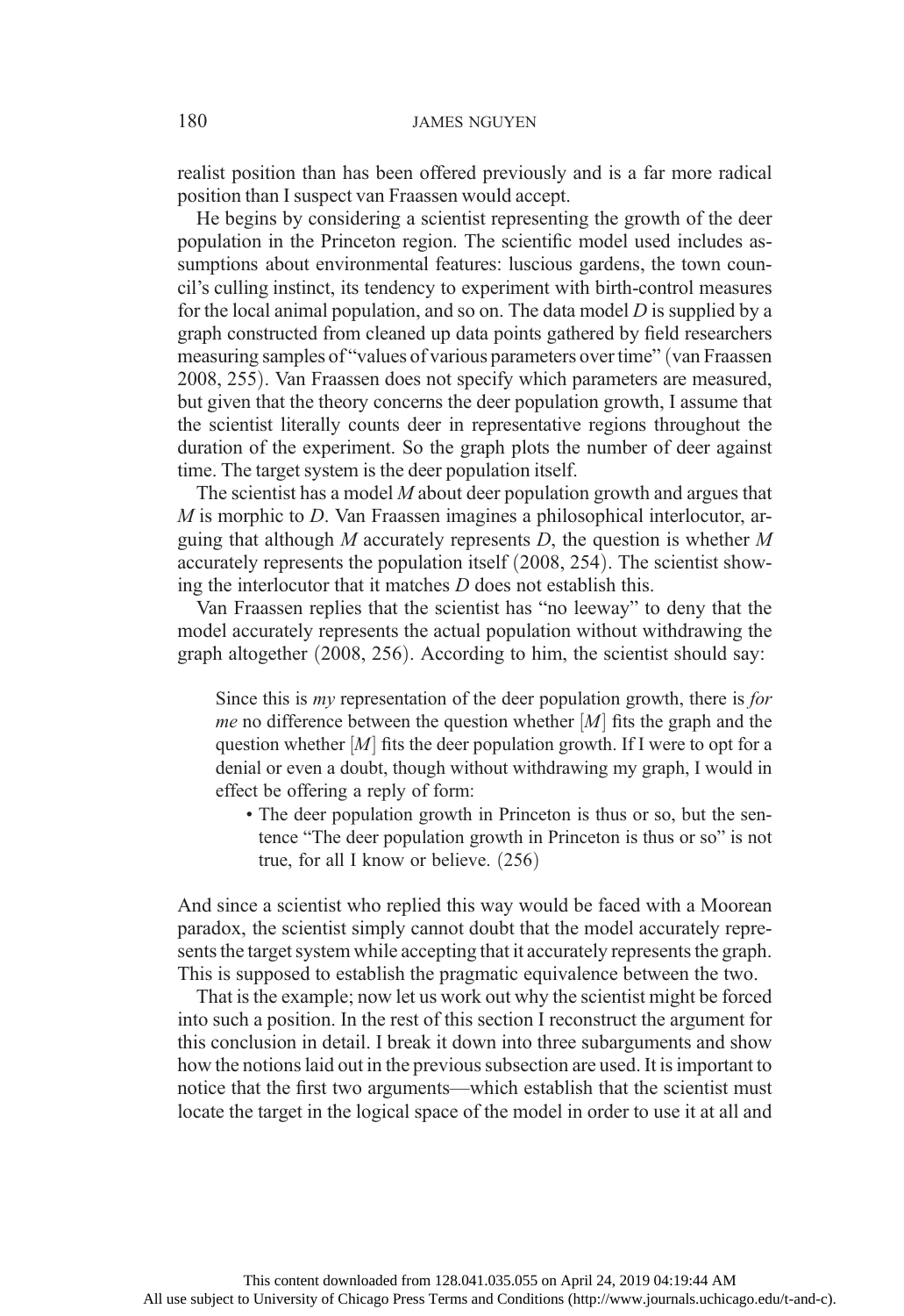realist position than has been offered previously and is a far more radical position than I suspect van Fraassen would accept.

He begins by considering a scientist representing the growth of the deer population in the Princeton region. The scientific model used includes assumptions about environmental features: luscious gardens, the town council's culling instinct, its tendency to experiment with birth-control measures for the local animal population, and so on. The data model *D* is supplied by a graph constructed from cleaned up data points gathered by field researchers measuring samples of "values of various parameters over time" (van Fraassen 2008, 255). Van Fraassen does not specify which parameters are measured, but given that the theory concerns the deer population growth, I assume that the scientist literally counts deer in representative regions throughout the duration of the experiment. So the graph plots the number of deer against time. The target system is the deer population itself.

The scientist has a model *M* about deer population growth and argues that *M* is morphic to *D*. Van Fraassen imagines a philosophical interlocutor, arguing that although *M* accurately represents *D*, the question is whether *M* accurately represents the population itself (2008, 254). The scientist showing the interlocutor that it matches *D* does not establish this.

Van Fraassen replies that the scientist has "no leeway" to deny that the model accurately represents the actual population without withdrawing the graph altogether (2008, 256). According to him, the scientist should say:

> Since this is *my* representation of the deer population growth, there is *for me* no difference between the question whether [*M*] fits the graph and the question whether [*M*] fits the deer population growth. If I were to opt for a denial or even a doubt, though without withdrawing my graph, I would in effect be offering a reply of form:
>
> - The deer population growth in Princeton is thus or so, but the sentence "The deer population growth in Princeton is thus or so" is not true, for all I know or believe. (256)

And since a scientist who replied this way would be faced with a Moorean paradox, the scientist simply cannot doubt that the model accurately represents the target system while accepting that it accurately represents the graph. This is supposed to establish the pragmatic equivalence between the two.

That is the example; now let us work out why the scientist might be forced into such a position. In the rest of this section I reconstruct the argument for this conclusion in detail. I break it down into three subarguments and show how the notions laid out in the previous subsection are used. It is important to notice that the first two arguments—which establish that the scientist must locate the target in the logical space of the model in order to use it at all and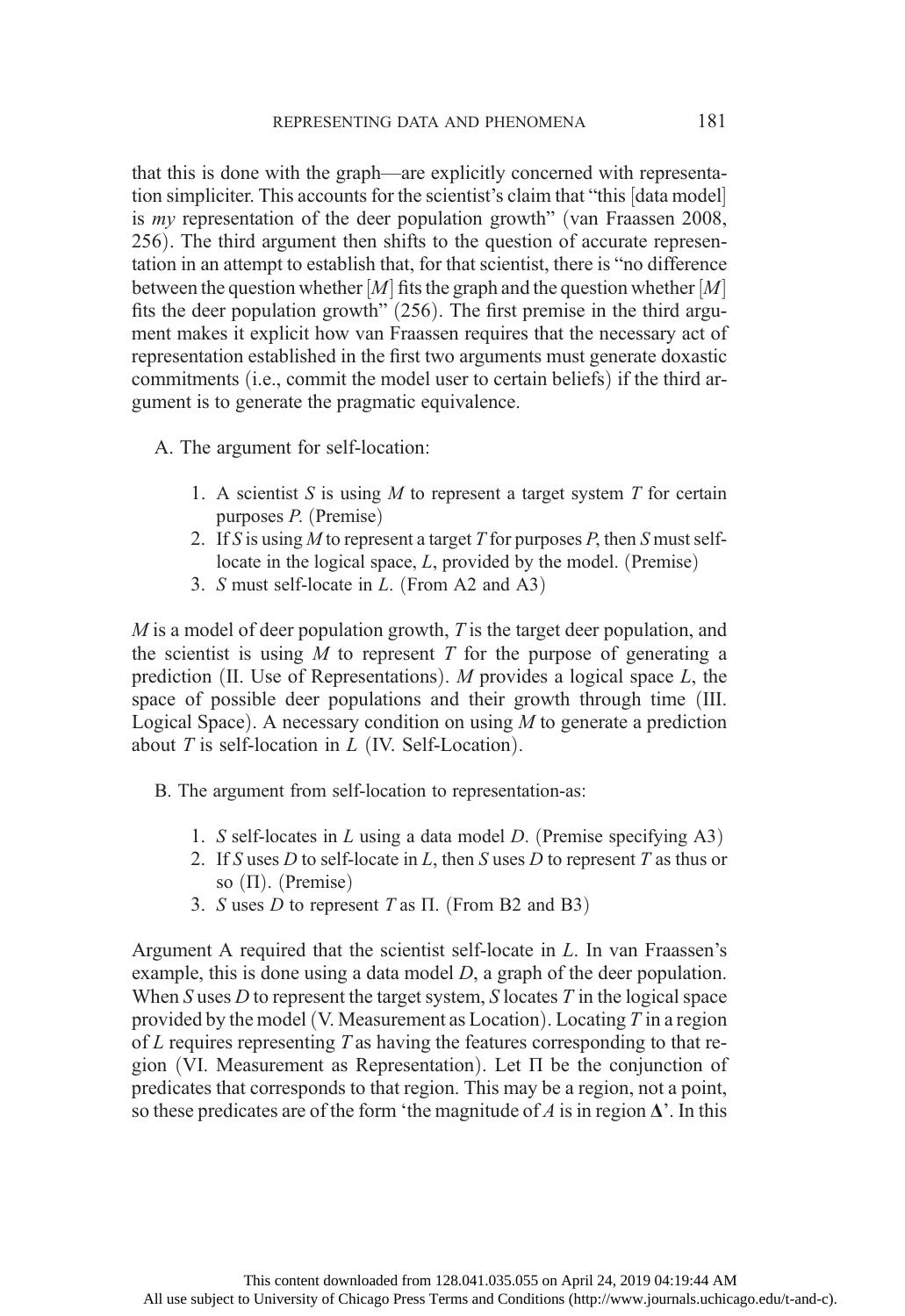that this is done with the graph—are explicitly concerned with representation simpliciter. This accounts for the scientist's claim that "this [data model] is *my* representation of the deer population growth" (van Fraassen 2008, 256). The third argument then shifts to the question of accurate representation in an attempt to establish that, for that scientist, there is "no difference between the question whether [*M*] fits the graph and the question whether [*M*] fits the deer population growth" (256). The first premise in the third argument makes it explicit how van Fraassen requires that the necessary act of representation established in the first two arguments must generate doxastic commitments (i.e., commit the model user to certain beliefs) if the third argument is to generate the pragmatic equivalence.

A. The argument for self-location:

1. A scientist *S* is using *M* to represent a target system *T* for certain purposes *P*. (Premise)
2. If *S* is using *M* to represent a target *T* for purposes *P*, then *S* must self-locate in the logical space, *L*, provided by the model. (Premise)
3. *S* must self-locate in *L*. (From A2 and A3)

*M* is a model of deer population growth, *T* is the target deer population, and the scientist is using *M* to represent *T* for the purpose of generating a prediction (II. Use of Representations). *M* provides a logical space *L*, the space of possible deer populations and their growth through time (III. Logical Space). A necessary condition on using *M* to generate a prediction about *T* is self-location in *L* (IV. Self-Location).

B. The argument from self-location to representation-as:

1. *S* self-locates in *L* using a data model *D*. (Premise specifying A3)
2. If *S* uses *D* to self-locate in *L*, then *S* uses *D* to represent *T* as thus or so ($\Pi$). (Premise)
3. *S* uses *D* to represent *T* as $\Pi$. (From B2 and B3)

Argument A required that the scientist self-locate in *L*. In van Fraassen's example, this is done using a data model *D*, a graph of the deer population. When *S* uses *D* to represent the target system, *S* locates *T* in the logical space provided by the model (V. Measurement as Location). Locating *T* in a region of *L* requires representing *T* as having the features corresponding to that region (VI. Measurement as Representation). Let $\Pi$ be the conjunction of predicates that corresponds to that region. This may be a region, not a point, so these predicates are of the form 'the magnitude of *A* is in region $\mathbf{\Delta}$'. In this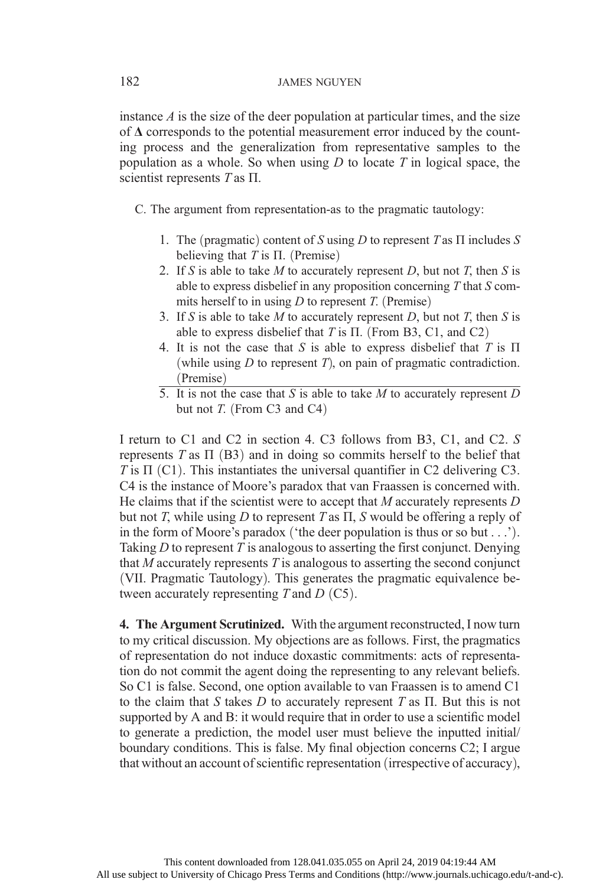instance $A$ is the size of the deer population at particular times, and the size of $\mathbf{\Delta}$ corresponds to the potential measurement error induced by the counting process and the generalization from representative samples to the population as a whole. So when using $D$ to locate $T$ in logical space, the scientist represents $T$ as $\Pi$.

C. The argument from representation-as to the pragmatic tautology:

1. The (pragmatic) content of $S$ using $D$ to represent $T$ as $\Pi$ includes $S$ believing that $T$ is $\Pi$. (Premise)
2. If $S$ is able to take $M$ to accurately represent $D$, but not $T$, then $S$ is able to express disbelief in any proposition concerning $T$ that $S$ commits herself to in using $D$ to represent $T$. (Premise)
3. If $S$ is able to take $M$ to accurately represent $D$, but not $T$, then $S$ is able to express disbelief that $T$ is $\Pi$. (From B3, C1, and C2)
4. It is not the case that $S$ is able to express disbelief that $T$ is $\Pi$ (while using $D$ to represent $T$), on pain of pragmatic contradiction. (Premise)
5. It is not the case that $S$ is able to take $M$ to accurately represent $D$ but not $T$. (From C3 and C4)

I return to C1 and C2 in section 4. C3 follows from B3, C1, and C2. $S$ represents $T$ as $\Pi$ (B3) and in doing so commits herself to the belief that $T$ is $\Pi$ (C1). This instantiates the universal quantifier in C2 delivering C3. C4 is the instance of Moore's paradox that van Fraassen is concerned with. He claims that if the scientist were to accept that $M$ accurately represents $D$ but not $T$, while using $D$ to represent $T$ as $\Pi$, $S$ would be offering a reply of in the form of Moore's paradox ('the deer population is thus or so but . . .'). Taking $D$ to represent $T$ is analogous to asserting the first conjunct. Denying that $M$ accurately represents $T$ is analogous to asserting the second conjunct (VII. Pragmatic Tautology). This generates the pragmatic equivalence between accurately representing $T$ and $D$ (C5).

**4. The Argument Scrutinized.** With the argument reconstructed, I now turn to my critical discussion. My objections are as follows. First, the pragmatics of representation do not induce doxastic commitments: acts of representation do not commit the agent doing the representing to any relevant beliefs. So C1 is false. Second, one option available to van Fraassen is to amend C1 to the claim that $S$ takes $D$ to accurately represent $T$ as $\Pi$. But this is not supported by A and B: it would require that in order to use a scientific model to generate a prediction, the model user must believe the inputted initial/boundary conditions. This is false. My final objection concerns C2; I argue that without an account of scientific representation (irrespective of accuracy),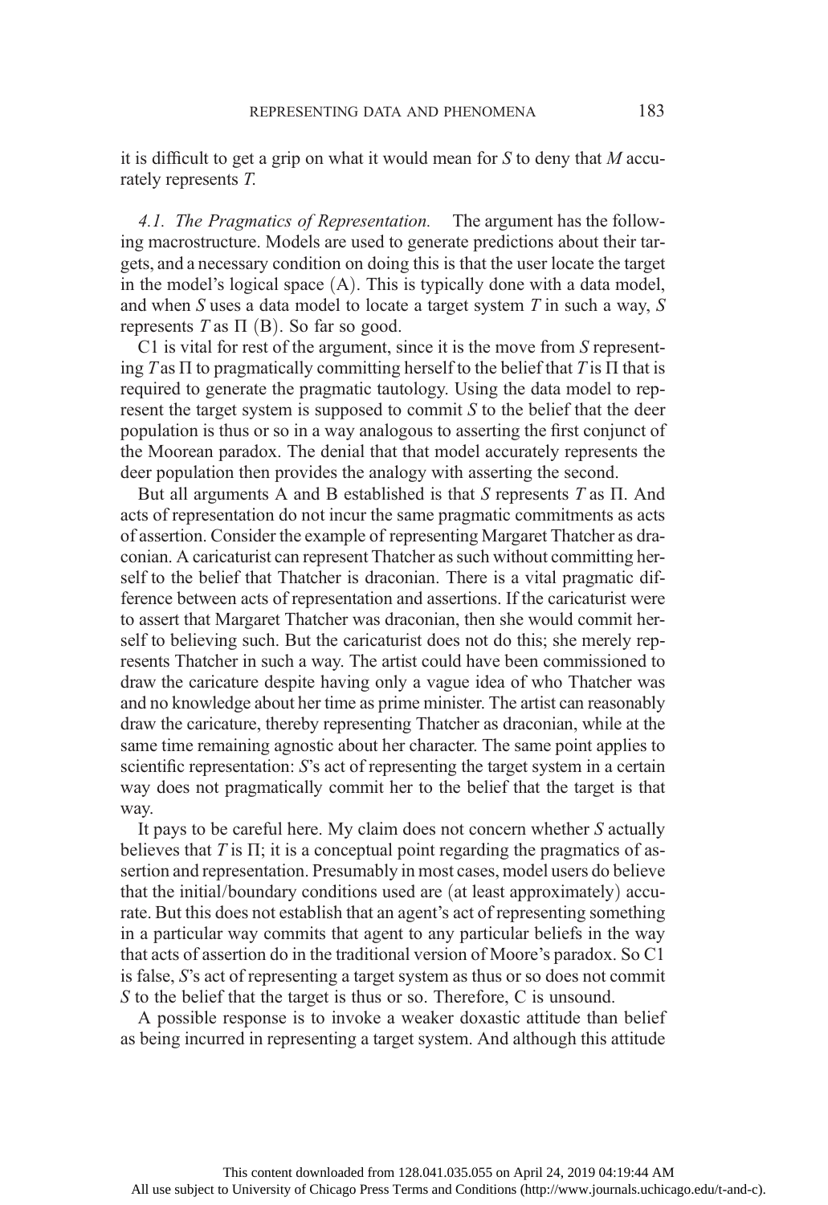it is difficult to get a grip on what it would mean for $S$ to deny that $M$ accurately represents $T$.

*4.1. The Pragmatics of Representation.* The argument has the following macrostructure. Models are used to generate predictions about their targets, and a necessary condition on doing this is that the user locate the target in the model's logical space (A). This is typically done with a data model, and when $S$ uses a data model to locate a target system $T$ in such a way, $S$ represents $T$ as $\Pi$ (B). So far so good.

C1 is vital for rest of the argument, since it is the move from $S$ representing $T$ as $\Pi$ to pragmatically committing herself to the belief that $T$ is $\Pi$ that is required to generate the pragmatic tautology. Using the data model to represent the target system is supposed to commit $S$ to the belief that the deer population is thus or so in a way analogous to asserting the first conjunct of the Moorean paradox. The denial that that model accurately represents the deer population then provides the analogy with asserting the second.

But all arguments A and B established is that $S$ represents $T$ as $\Pi$. And acts of representation do not incur the same pragmatic commitments as acts of assertion. Consider the example of representing Margaret Thatcher as draconian. A caricaturist can represent Thatcher as such without committing herself to the belief that Thatcher is draconian. There is a vital pragmatic difference between acts of representation and assertions. If the caricaturist were to assert that Margaret Thatcher was draconian, then she would commit herself to believing such. But the caricaturist does not do this; she merely represents Thatcher in such a way. The artist could have been commissioned to draw the caricature despite having only a vague idea of who Thatcher was and no knowledge about her time as prime minister. The artist can reasonably draw the caricature, thereby representing Thatcher as draconian, while at the same time remaining agnostic about her character. The same point applies to scientific representation: $S$'s act of representing the target system in a certain way does not pragmatically commit her to the belief that the target is that way.

It pays to be careful here. My claim does not concern whether $S$ actually believes that $T$ is $\Pi$; it is a conceptual point regarding the pragmatics of assertion and representation. Presumably in most cases, model users do believe that the initial/boundary conditions used are (at least approximately) accurate. But this does not establish that an agent's act of representing something in a particular way commits that agent to any particular beliefs in the way that acts of assertion do in the traditional version of Moore's paradox. So C1 is false, $S$'s act of representing a target system as thus or so does not commit $S$ to the belief that the target is thus or so. Therefore, C is unsound.

A possible response is to invoke a weaker doxastic attitude than belief as being incurred in representing a target system. And although this attitude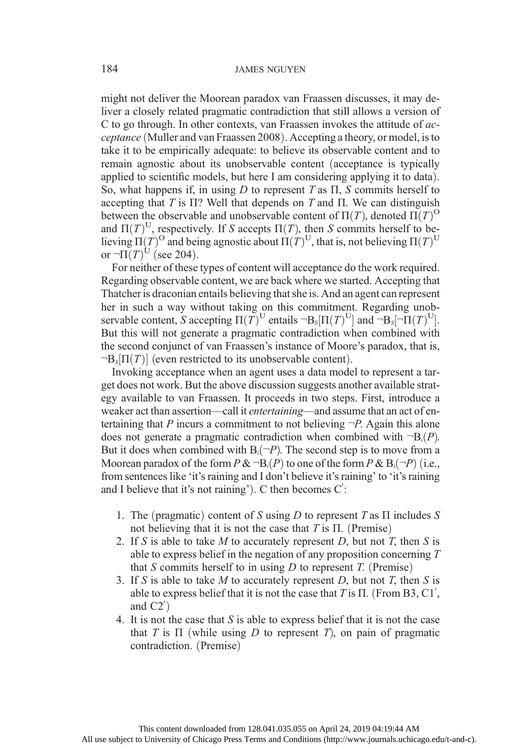might not deliver the Moorean paradox van Fraassen discusses, it may deliver a closely related pragmatic contradiction that still allows a version of C to go through. In other contexts, van Fraassen invokes the attitude of *acceptance* (Muller and van Fraassen 2008). Accepting a theory, or model, is to take it to be empirically adequate: to believe its observable content and to remain agnostic about its unobservable content (acceptance is typically applied to scientific models, but here I am considering applying it to data). So, what happens if, in using $D$ to represent $T$ as $\Pi$, $S$ commits herself to accepting that $T$ is $\Pi$? Well that depends on $T$ and $\Pi$. We can distinguish between the observable and unobservable content of $\Pi(T)$, denoted $\Pi(T)^{O}$ and $\Pi(T)^{U}$, respectively. If $S$ accepts $\Pi(T)$, then $S$ commits herself to believing $\Pi(T)^{O}$ and being agnostic about $\Pi(T)^{U}$, that is, not believing $\Pi(T)^{U}$ or $\neg\Pi(T)^{U}$ (see 204).

For neither of these types of content will acceptance do the work required. Regarding observable content, we are back where we started. Accepting that Thatcher is draconian entails believing that she is. And an agent can represent her in such a way without taking on this commitment. Regarding unobservable content, $S$ accepting $\Pi(T)^{U}$ entails $\neg B_S[\Pi(T)^{U}]$ and $\neg B_S[\neg\Pi(T)^{U}]$. But this will not generate a pragmatic contradiction when combined with the second conjunct of van Fraassen's instance of Moore's paradox, that is, $\neg B_S[\Pi(T)]$ (even restricted to its unobservable content).

Invoking acceptance when an agent uses a data model to represent a target does not work. But the above discussion suggests another available strategy available to van Fraassen. It proceeds in two steps. First, introduce a weaker act than assertion—call it *entertaining*—and assume that an act of entertaining that $P$ incurs a commitment to not believing $\neg P$. Again this alone does not generate a pragmatic contradiction when combined with $\neg B_i(P)$. But it does when combined with $B_i(\neg P)$. The second step is to move from a Moorean paradox of the form $P \,\&\, \neg B_i(P)$ to one of the form $P \,\&\, B_i(\neg P)$ (i.e., from sentences like 'it's raining and I don't believe it's raining' to 'it's raining and I believe that it's not raining'). C then becomes C$'$:

1. The (pragmatic) content of $S$ using $D$ to represent $T$ as $\Pi$ includes $S$ not believing that it is not the case that $T$ is $\Pi$. (Premise)
2. If $S$ is able to take $M$ to accurately represent $D$, but not $T$, then $S$ is able to express belief in the negation of any proposition concerning $T$ that $S$ commits herself to in using $D$ to represent $T$. (Premise)
3. If $S$ is able to take $M$ to accurately represent $D$, but not $T$, then $S$ is able to express belief that it is not the case that $T$ is $\Pi$. (From B3, C1$'$, and C2$'$)
4. It is not the case that $S$ is able to express belief that it is not the case that $T$ is $\Pi$ (while using $D$ to represent $T$), on pain of pragmatic contradiction. (Premise)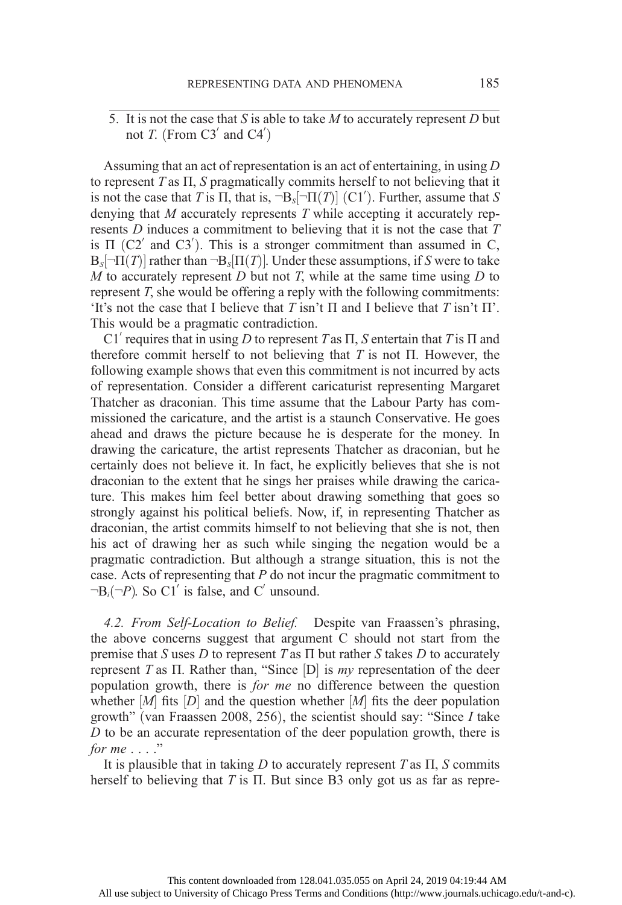5. It is not the case that $S$ is able to take $M$ to accurately represent $D$ but not $T$. (From C3′ and C4′)

Assuming that an act of representation is an act of entertaining, in using $D$ to represent $T$ as $\Pi$, $S$ pragmatically commits herself to not believing that it is not the case that $T$ is $\Pi$, that is, $\neg B_S[\neg\Pi(T)]$ (C1′). Further, assume that $S$ denying that $M$ accurately represents $T$ while accepting it accurately represents $D$ induces a commitment to believing that it is not the case that $T$ is $\Pi$ (C2′ and C3′). This is a stronger commitment than assumed in C, $B_S[\neg\Pi(T)]$ rather than $\neg B_S[\Pi(T)]$. Under these assumptions, if $S$ were to take $M$ to accurately represent $D$ but not $T$, while at the same time using $D$ to represent $T$, she would be offering a reply with the following commitments: 'It's not the case that I believe that $T$ isn't $\Pi$ and I believe that $T$ isn't $\Pi$'. This would be a pragmatic contradiction.

C1′ requires that in using $D$ to represent $T$ as $\Pi$, $S$ entertain that $T$ is $\Pi$ and therefore commit herself to not believing that $T$ is not $\Pi$. However, the following example shows that even this commitment is not incurred by acts of representation. Consider a different caricaturist representing Margaret Thatcher as draconian. This time assume that the Labour Party has commissioned the caricature, and the artist is a staunch Conservative. He goes ahead and draws the picture because he is desperate for the money. In drawing the caricature, the artist represents Thatcher as draconian, but he certainly does not believe it. In fact, he explicitly believes that she is not draconian to the extent that he sings her praises while drawing the caricature. This makes him feel better about drawing something that goes so strongly against his political beliefs. Now, if, in representing Thatcher as draconian, the artist commits himself to not believing that she is not, then his act of drawing her as such while singing the negation would be a pragmatic contradiction. But although a strange situation, this is not the case. Acts of representing that $P$ do not incur the pragmatic commitment to $\neg B_i(\neg P)$. So C1′ is false, and C′ unsound.

*4.2. From Self-Location to Belief.* Despite van Fraassen's phrasing, the above concerns suggest that argument C should not start from the premise that $S$ uses $D$ to represent $T$ as $\Pi$ but rather $S$ takes $D$ to accurately represent $T$ as $\Pi$. Rather than, "Since [D] is *my* representation of the deer population growth, there is *for me* no difference between the question whether [$M$] fits [$D$] and the question whether [$M$] fits the deer population growth" (van Fraassen 2008, 256), the scientist should say: "Since *I* take $D$ to be an accurate representation of the deer population growth, there is *for me* . . . ."

It is plausible that in taking $D$ to accurately represent $T$ as $\Pi$, $S$ commits herself to believing that $T$ is $\Pi$. But since B3 only got us as far as repre-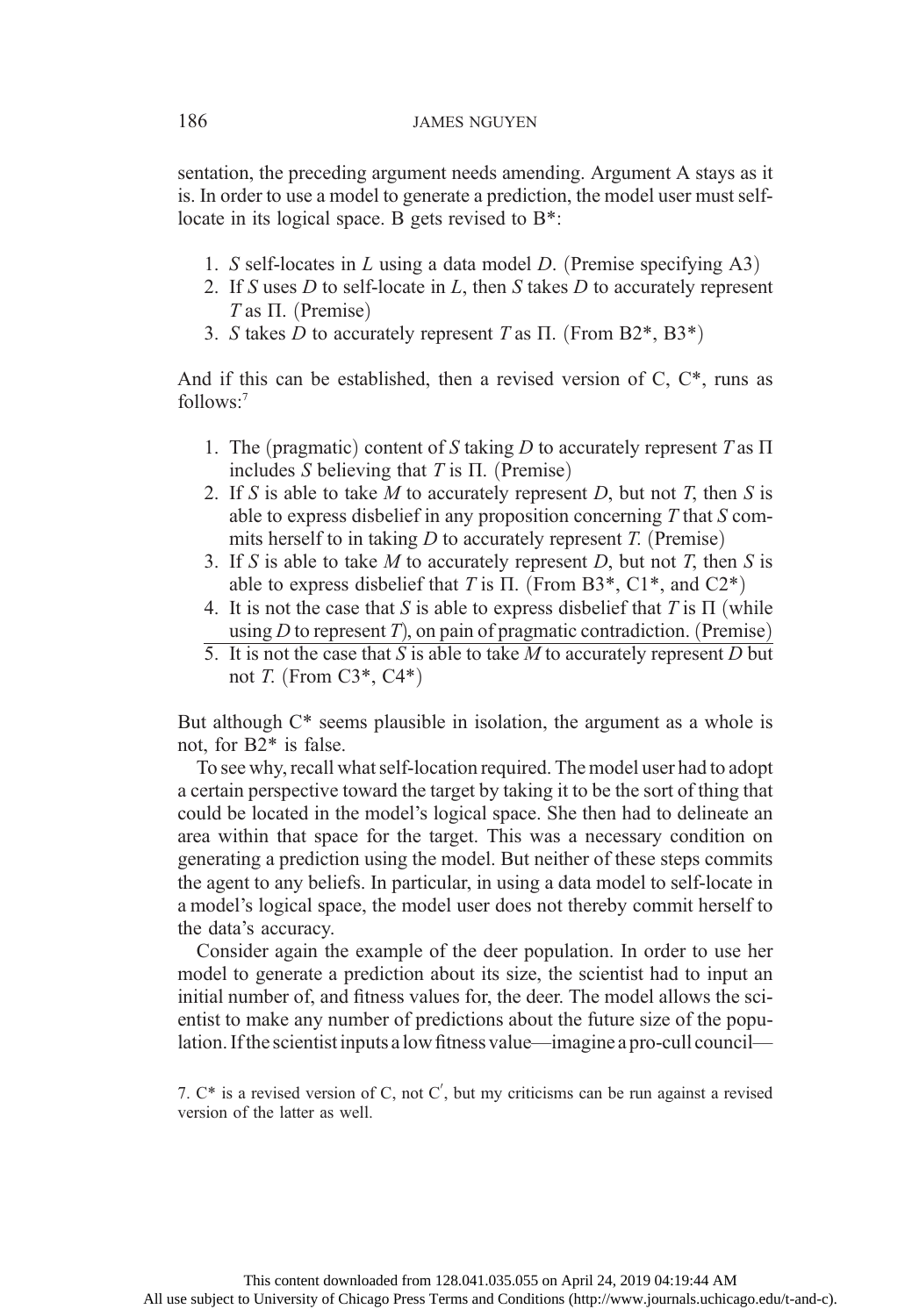sentation, the preceding argument needs amending. Argument A stays as it is. In order to use a model to generate a prediction, the model user must self-locate in its logical space. B gets revised to B*:

1. *S* self-locates in *L* using a data model *D*. (Premise specifying A3)
2. If *S* uses *D* to self-locate in *L*, then *S* takes *D* to accurately represent *T* as Π. (Premise)
3. *S* takes *D* to accurately represent *T* as Π. (From B2*, B3*)

And if this can be established, then a revised version of C, C*, runs as follows:[7]

1. The (pragmatic) content of *S* taking *D* to accurately represent *T* as Π includes *S* believing that *T* is Π. (Premise)
2. If *S* is able to take *M* to accurately represent *D*, but not *T*, then *S* is able to express disbelief in any proposition concerning *T* that *S* commits herself to in taking *D* to accurately represent *T*. (Premise)
3. If *S* is able to take *M* to accurately represent *D*, but not *T*, then *S* is able to express disbelief that *T* is Π. (From B3*, C1*, and C2*)
4. It is not the case that *S* is able to express disbelief that *T* is Π (while using *D* to represent *T*), on pain of pragmatic contradiction. (Premise)
5. It is not the case that *S* is able to take *M* to accurately represent *D* but not *T*. (From C3*, C4*)

But although C* seems plausible in isolation, the argument as a whole is not, for B2* is false.

To see why, recall what self-location required. The model user had to adopt a certain perspective toward the target by taking it to be the sort of thing that could be located in the model's logical space. She then had to delineate an area within that space for the target. This was a necessary condition on generating a prediction using the model. But neither of these steps commits the agent to any beliefs. In particular, in using a data model to self-locate in a model's logical space, the model user does not thereby commit herself to the data's accuracy.

Consider again the example of the deer population. In order to use her model to generate a prediction about its size, the scientist had to input an initial number of, and fitness values for, the deer. The model allows the scientist to make any number of predictions about the future size of the population. If the scientist inputs a low fitness value—imagine a pro-cull council—

7. C* is a revised version of C, not C′, but my criticisms can be run against a revised version of the latter as well.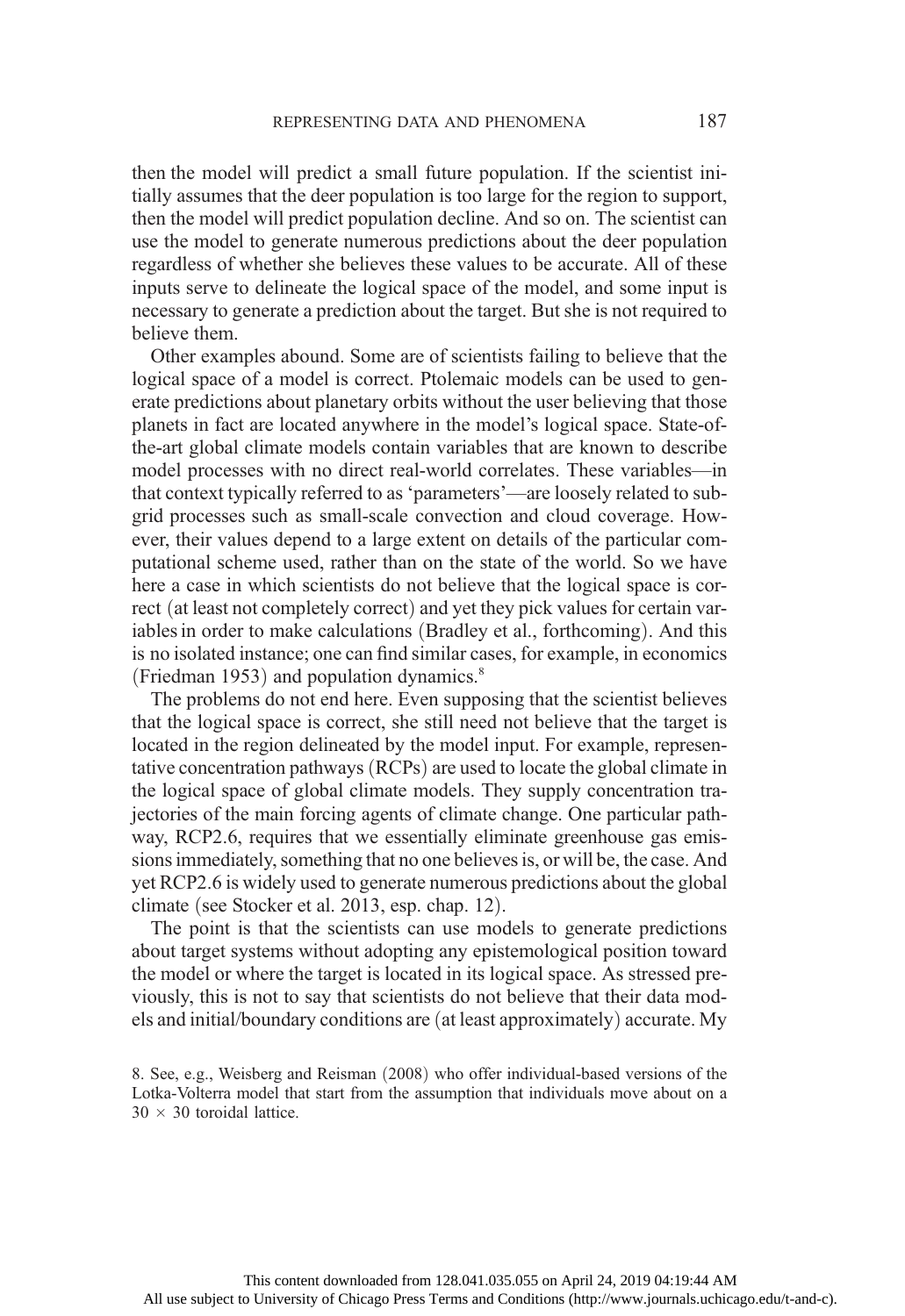then the model will predict a small future population. If the scientist initially assumes that the deer population is too large for the region to support, then the model will predict population decline. And so on. The scientist can use the model to generate numerous predictions about the deer population regardless of whether she believes these values to be accurate. All of these inputs serve to delineate the logical space of the model, and some input is necessary to generate a prediction about the target. But she is not required to believe them.

Other examples abound. Some are of scientists failing to believe that the logical space of a model is correct. Ptolemaic models can be used to generate predictions about planetary orbits without the user believing that those planets in fact are located anywhere in the model's logical space. State-of-the-art global climate models contain variables that are known to describe model processes with no direct real-world correlates. These variables—in that context typically referred to as 'parameters'—are loosely related to subgrid processes such as small-scale convection and cloud coverage. However, their values depend to a large extent on details of the particular computational scheme used, rather than on the state of the world. So we have here a case in which scientists do not believe that the logical space is correct (at least not completely correct) and yet they pick values for certain variables in order to make calculations (Bradley et al., forthcoming). And this is no isolated instance; one can find similar cases, for example, in economics (Friedman 1953) and population dynamics.[8]

The problems do not end here. Even supposing that the scientist believes that the logical space is correct, she still need not believe that the target is located in the region delineated by the model input. For example, representative concentration pathways (RCPs) are used to locate the global climate in the logical space of global climate models. They supply concentration trajectories of the main forcing agents of climate change. One particular pathway, RCP2.6, requires that we essentially eliminate greenhouse gas emissions immediately, something that no one believes is, or will be, the case. And yet RCP2.6 is widely used to generate numerous predictions about the global climate (see Stocker et al. 2013, esp. chap. 12).

The point is that the scientists can use models to generate predictions about target systems without adopting any epistemological position toward the model or where the target is located in its logical space. As stressed previously, this is not to say that scientists do not believe that their data models and initial/boundary conditions are (at least approximately) accurate. My

8. See, e.g., Weisberg and Reisman (2008) who offer individual-based versions of the Lotka-Volterra model that start from the assumption that individuals move about on a $30 \times 30$ toroidal lattice.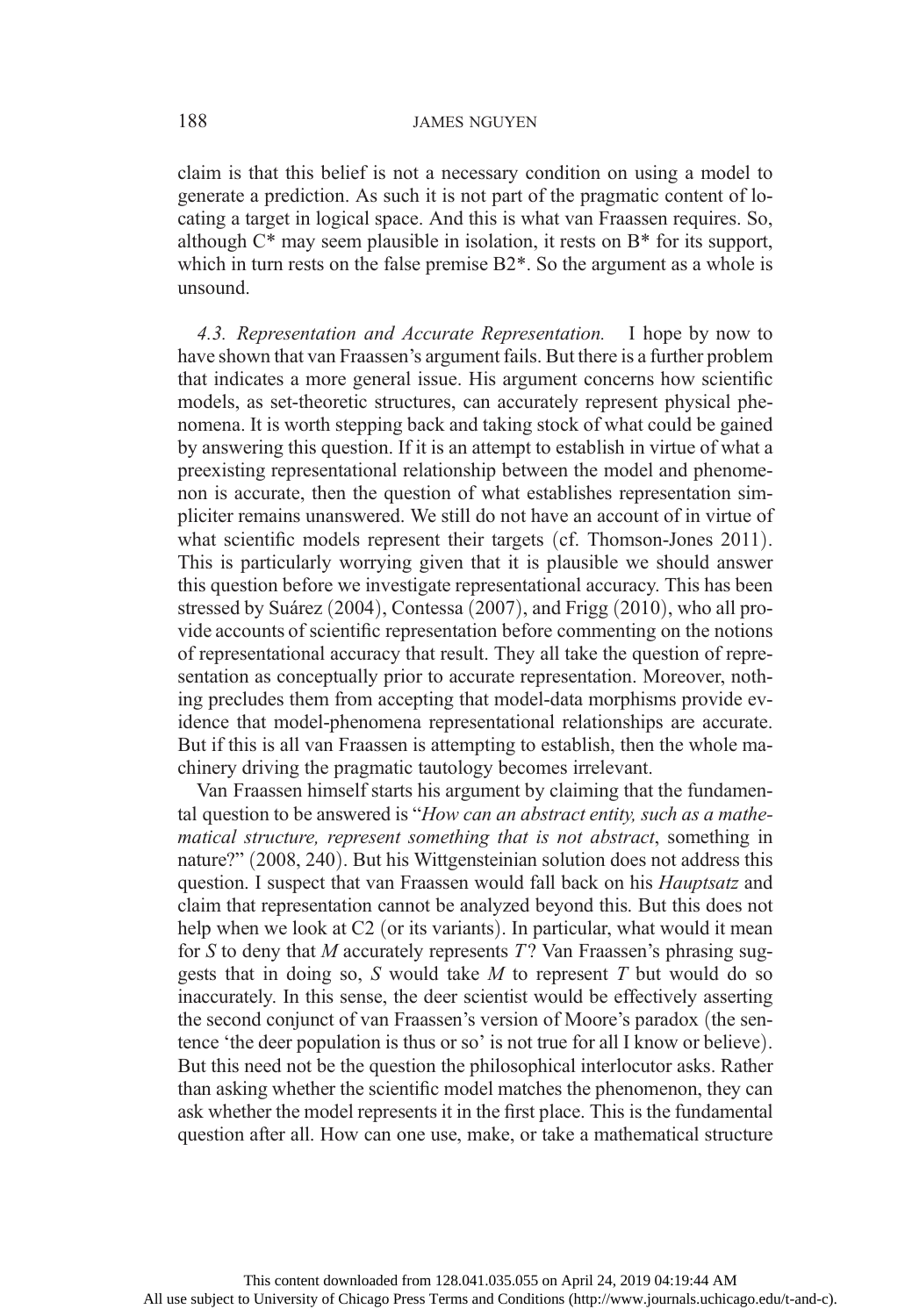claim is that this belief is not a necessary condition on using a model to generate a prediction. As such it is not part of the pragmatic content of locating a target in logical space. And this is what van Fraassen requires. So, although C* may seem plausible in isolation, it rests on B* for its support, which in turn rests on the false premise B2*. So the argument as a whole is unsound.

*4.3. Representation and Accurate Representation.* I hope by now to have shown that van Fraassen's argument fails. But there is a further problem that indicates a more general issue. His argument concerns how scientific models, as set-theoretic structures, can accurately represent physical phenomena. It is worth stepping back and taking stock of what could be gained by answering this question. If it is an attempt to establish in virtue of what a preexisting representational relationship between the model and phenomenon is accurate, then the question of what establishes representation simpliciter remains unanswered. We still do not have an account of in virtue of what scientific models represent their targets (cf. Thomson-Jones 2011). This is particularly worrying given that it is plausible we should answer this question before we investigate representational accuracy. This has been stressed by Suárez (2004), Contessa (2007), and Frigg (2010), who all provide accounts of scientific representation before commenting on the notions of representational accuracy that result. They all take the question of representation as conceptually prior to accurate representation. Moreover, nothing precludes them from accepting that model-data morphisms provide evidence that model-phenomena representational relationships are accurate. But if this is all van Fraassen is attempting to establish, then the whole machinery driving the pragmatic tautology becomes irrelevant.

Van Fraassen himself starts his argument by claiming that the fundamental question to be answered is "*How can an abstract entity, such as a mathematical structure, represent something that is not abstract*, something in nature?" (2008, 240). But his Wittgensteinian solution does not address this question. I suspect that van Fraassen would fall back on his *Hauptsatz* and claim that representation cannot be analyzed beyond this. But this does not help when we look at C2 (or its variants). In particular, what would it mean for *S* to deny that *M* accurately represents *T*? Van Fraassen's phrasing suggests that in doing so, *S* would take *M* to represent *T* but would do so inaccurately. In this sense, the deer scientist would be effectively asserting the second conjunct of van Fraassen's version of Moore's paradox (the sentence 'the deer population is thus or so' is not true for all I know or believe). But this need not be the question the philosophical interlocutor asks. Rather than asking whether the scientific model matches the phenomenon, they can ask whether the model represents it in the first place. This is the fundamental question after all. How can one use, make, or take a mathematical structure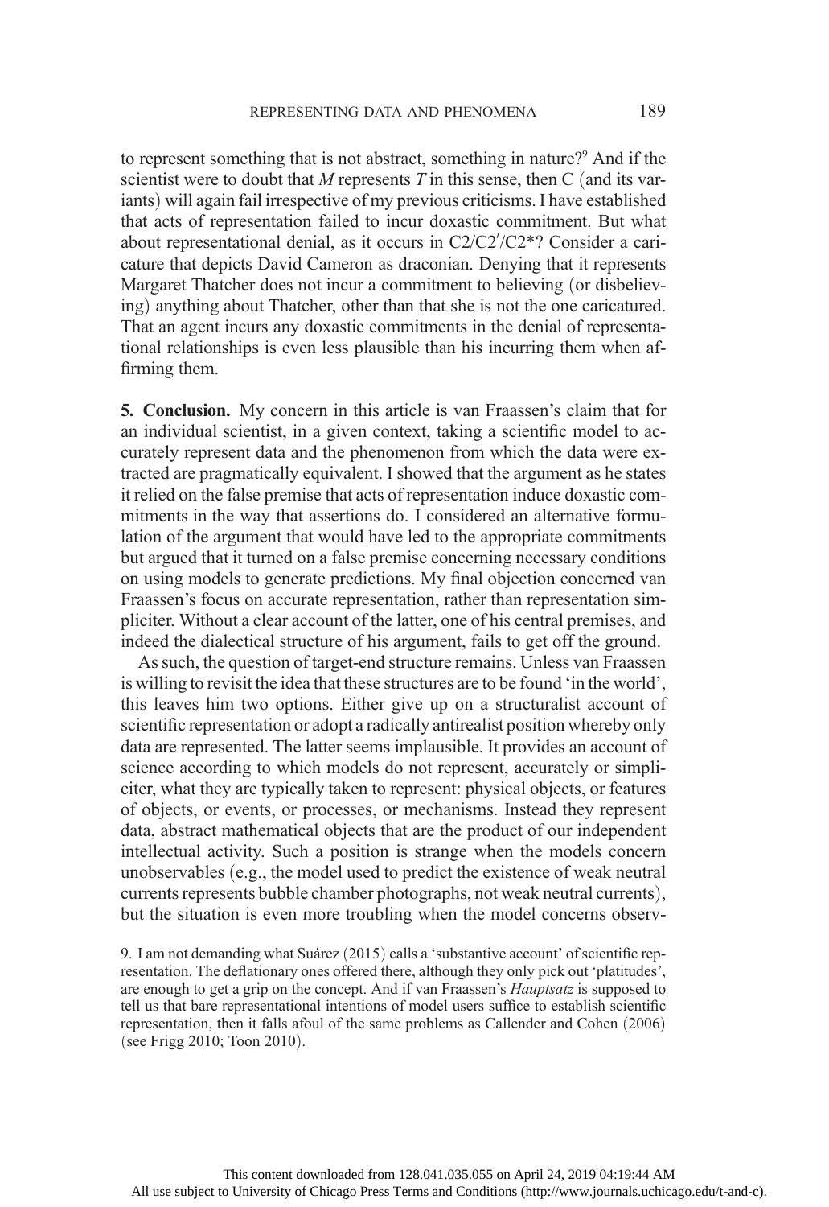to represent something that is not abstract, something in nature?[9] And if the scientist were to doubt that $M$ represents $T$ in this sense, then C (and its variants) will again fail irrespective of my previous criticisms. I have established that acts of representation failed to incur doxastic commitment. But what about representational denial, as it occurs in C2/C2′/C2*? Consider a caricature that depicts David Cameron as draconian. Denying that it represents Margaret Thatcher does not incur a commitment to believing (or disbelieving) anything about Thatcher, other than that she is not the one caricatured. That an agent incurs any doxastic commitments in the denial of representational relationships is even less plausible than his incurring them when affirming them.

**5. Conclusion.** My concern in this article is van Fraassen's claim that for an individual scientist, in a given context, taking a scientific model to accurately represent data and the phenomenon from which the data were extracted are pragmatically equivalent. I showed that the argument as he states it relied on the false premise that acts of representation induce doxastic commitments in the way that assertions do. I considered an alternative formulation of the argument that would have led to the appropriate commitments but argued that it turned on a false premise concerning necessary conditions on using models to generate predictions. My final objection concerned van Fraassen's focus on accurate representation, rather than representation simpliciter. Without a clear account of the latter, one of his central premises, and indeed the dialectical structure of his argument, fails to get off the ground.

As such, the question of target-end structure remains. Unless van Fraassen is willing to revisit the idea that these structures are to be found 'in the world', this leaves him two options. Either give up on a structuralist account of scientific representation or adopt a radically antirealist position whereby only data are represented. The latter seems implausible. It provides an account of science according to which models do not represent, accurately or simpliciter, what they are typically taken to represent: physical objects, or features of objects, or events, or processes, or mechanisms. Instead they represent data, abstract mathematical objects that are the product of our independent intellectual activity. Such a position is strange when the models concern unobservables (e.g., the model used to predict the existence of weak neutral currents represents bubble chamber photographs, not weak neutral currents), but the situation is even more troubling when the model concerns observ-

9. I am not demanding what Suárez (2015) calls a 'substantive account' of scientific representation. The deflationary ones offered there, although they only pick out 'platitudes', are enough to get a grip on the concept. And if van Fraassen's *Hauptsatz* is supposed to tell us that bare representational intentions of model users suffice to establish scientific representation, then it falls afoul of the same problems as Callender and Cohen (2006) (see Frigg 2010; Toon 2010).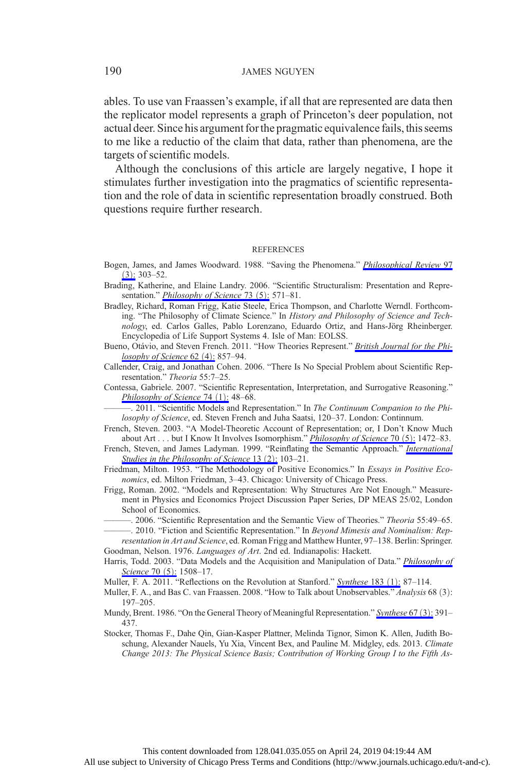ables. To use van Fraassen's example, if all that are represented are data then the replicator model represents a graph of Princeton's deer population, not actual deer. Since his argument for the pragmatic equivalence fails, this seems to me like a reductio of the claim that data, rather than phenomena, are the targets of scientific models.

Although the conclusions of this article are largely negative, I hope it stimulates further investigation into the pragmatics of scientific representation and the role of data in scientific representation broadly construed. Both questions require further research.

## REFERENCES

Bogen, James, and James Woodward. 1988. "Saving the Phenomena." *Philosophical Review* 97 (3): 303–52.

Brading, Katherine, and Elaine Landry. 2006. "Scientific Structuralism: Presentation and Representation." *Philosophy of Science* 73 (5): 571–81.

Bradley, Richard, Roman Frigg, Katie Steele, Erica Thompson, and Charlotte Werndl. Forthcoming. "The Philosophy of Climate Science." In *History and Philosophy of Science and Technology*, ed. Carlos Galles, Pablo Lorenzano, Eduardo Ortiz, and Hans-Jörg Rheinberger. Encyclopedia of Life Support Systems 4. Isle of Man: EOLSS.

Bueno, Otávio, and Steven French. 2011. "How Theories Represent." *British Journal for the Philosophy of Science* 62 (4): 857–94.

Callender, Craig, and Jonathan Cohen. 2006. "There Is No Special Problem about Scientific Representation." *Theoria* 55:7–25.

Contessa, Gabriele. 2007. "Scientific Representation, Interpretation, and Surrogative Reasoning." *Philosophy of Science* 74 (1): 48–68.

———. 2011. "Scientific Models and Representation." In *The Continuum Companion to the Philosophy of Science*, ed. Steven French and Juha Saatsi, 120–37. London: Continnum.

French, Steven. 2003. "A Model-Theoretic Account of Representation; or, I Don't Know Much about Art . . . but I Know It Involves Isomorphism." *Philosophy of Science* 70 (5): 1472–83.

French, Steven, and James Ladyman. 1999. "Reinflating the Semantic Approach." *International Studies in the Philosophy of Science* 13 (2): 103–21.

Friedman, Milton. 1953. "The Methodology of Positive Economics." In *Essays in Positive Economics*, ed. Milton Friedman, 3–43. Chicago: University of Chicago Press.

Frigg, Roman. 2002. "Models and Representation: Why Structures Are Not Enough." Measurement in Physics and Economics Project Discussion Paper Series, DP MEAS 25/02, London School of Economics.

———. 2006. "Scientific Representation and the Semantic View of Theories." *Theoria* 55:49–65.

———. 2010. "Fiction and Scientific Representation." In *Beyond Mimesis and Nominalism: Representation in Art and Science*, ed. Roman Frigg and Matthew Hunter, 97–138. Berlin: Springer.

Goodman, Nelson. 1976. *Languages of Art*. 2nd ed. Indianapolis: Hackett.

Harris, Todd. 2003. "Data Models and the Acquisition and Manipulation of Data." *Philosophy of Science* 70 (5): 1508–17.

Muller, F. A. 2011. "Reflections on the Revolution at Stanford." *Synthese* 183 (1): 87–114.

Muller, F. A., and Bas C. van Fraassen. 2008. "How to Talk about Unobservables." *Analysis* 68 (3): 197–205.

Mundy, Brent. 1986. "On the General Theory of Meaningful Representation." *Synthese* 67 (3): 391–437.

Stocker, Thomas F., Dahe Qin, Gian-Kasper Plattner, Melinda Tignor, Simon K. Allen, Judith Boschung, Alexander Nauels, Yu Xia, Vincent Bex, and Pauline M. Midgley, eds. 2013. *Climate Change 2013: The Physical Science Basis; Contribution of Working Group I to the Fifth As-*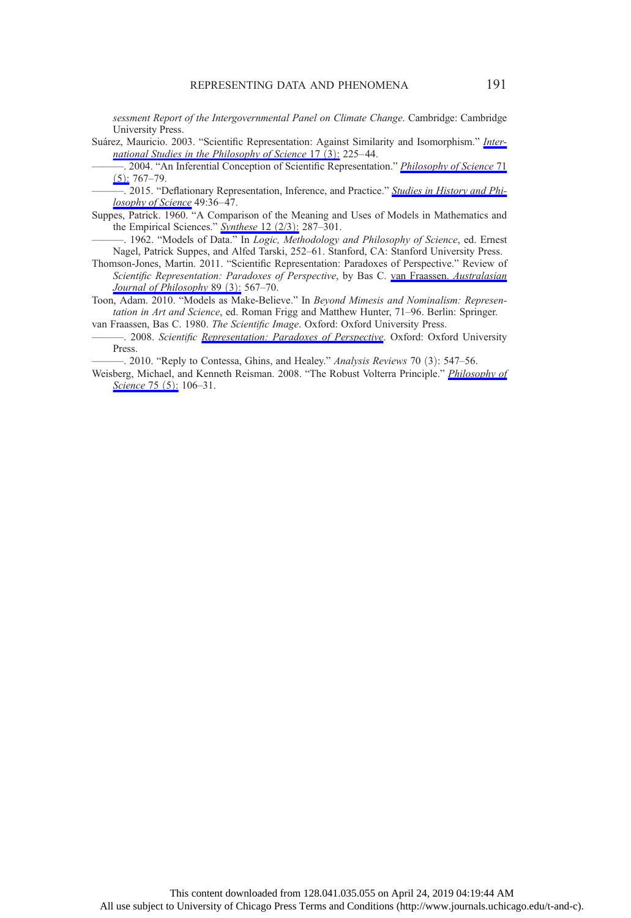*sessment Report of the Intergovernmental Panel on Climate Change*. Cambridge: Cambridge University Press.

Suárez, Mauricio. 2003. "Scientific Representation: Against Similarity and Isomorphism." *International Studies in the Philosophy of Science* 17 (3): 225–44.

———. 2004. "An Inferential Conception of Scientific Representation." *Philosophy of Science* 71 (5): 767–79.

———. 2015. "Deflationary Representation, Inference, and Practice." *Studies in History and Philosophy of Science* 49:36–47.

Suppes, Patrick. 1960. "A Comparison of the Meaning and Uses of Models in Mathematics and the Empirical Sciences." *Synthese* 12 (2/3): 287–301.

———. 1962. "Models of Data." In *Logic, Methodology and Philosophy of Science*, ed. Ernest Nagel, Patrick Suppes, and Alfed Tarski, 252–61. Stanford, CA: Stanford University Press.

Thomson-Jones, Martin. 2011. "Scientific Representation: Paradoxes of Perspective." Review of *Scientific Representation: Paradoxes of Perspective*, by Bas C. van Fraassen. *Australasian Journal of Philosophy* 89 (3): 567–70.

Toon, Adam. 2010. "Models as Make-Believe." In *Beyond Mimesis and Nominalism: Representation in Art and Science*, ed. Roman Frigg and Matthew Hunter, 71–96. Berlin: Springer.

van Fraassen, Bas C. 1980. *The Scientific Image*. Oxford: Oxford University Press.

———. 2008. *Scientific Representation: Paradoxes of Perspective*. Oxford: Oxford University Press.

———. 2010. "Reply to Contessa, Ghins, and Healey." *Analysis Reviews* 70 (3): 547–56.

Weisberg, Michael, and Kenneth Reisman. 2008. "The Robust Volterra Principle." *Philosophy of Science* 75 (5): 106–31.